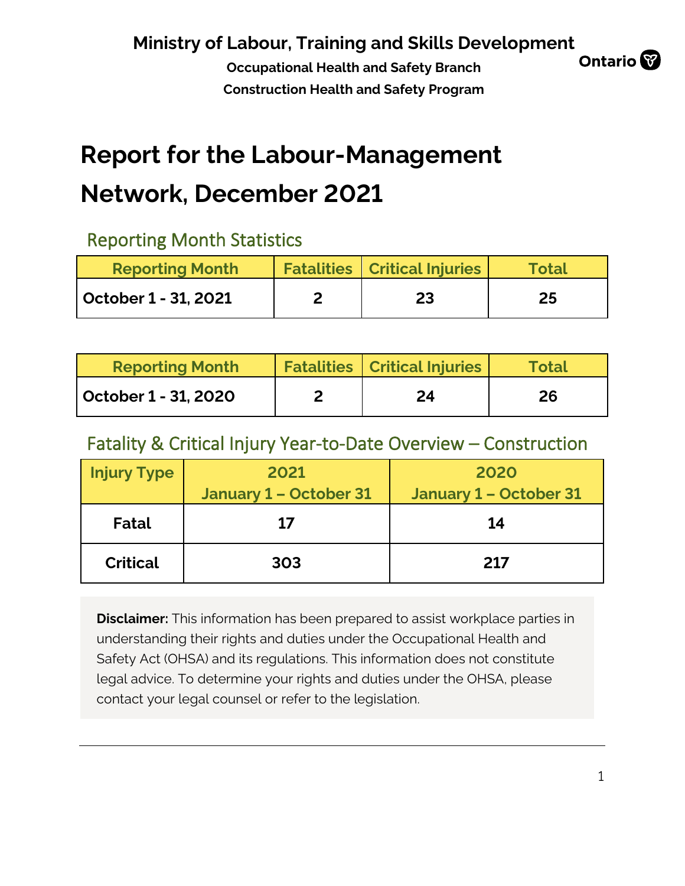Ministry of Labour, Training and Skills Development

Occupational Health and Safety Branch

Construction Health and Safety Program

Ontario

# Report for the Labour-Management Network, December 2021

## Reporting Month Statistics

| Reporting Month | Fatalities | Critical Injuries | Total |
|---|---|---|---|
| October 1 - 31, 2021 | 2 | 23 | 25 |

| Reporting Month | Fatalities | Critical Injuries | Total |
|---|---|---|---|
| October 1 - 31, 2020 | 2 | 24 | 26 |

## Fatality & Critical Injury Year-to-Date Overview – Construction

| Injury Type | 2021 January 1 – October 31 | 2020 January 1 – October 31 |
|---|---|---|
| Fatal | 17 | 14 |
| Critical | 303 | 217 |

**Disclaimer:** This information has been prepared to assist workplace parties in understanding their rights and duties under the Occupational Health and Safety Act (OHSA) and its regulations. This information does not constitute legal advice. To determine your rights and duties under the OHSA, please contact your legal counsel or refer to the legislation.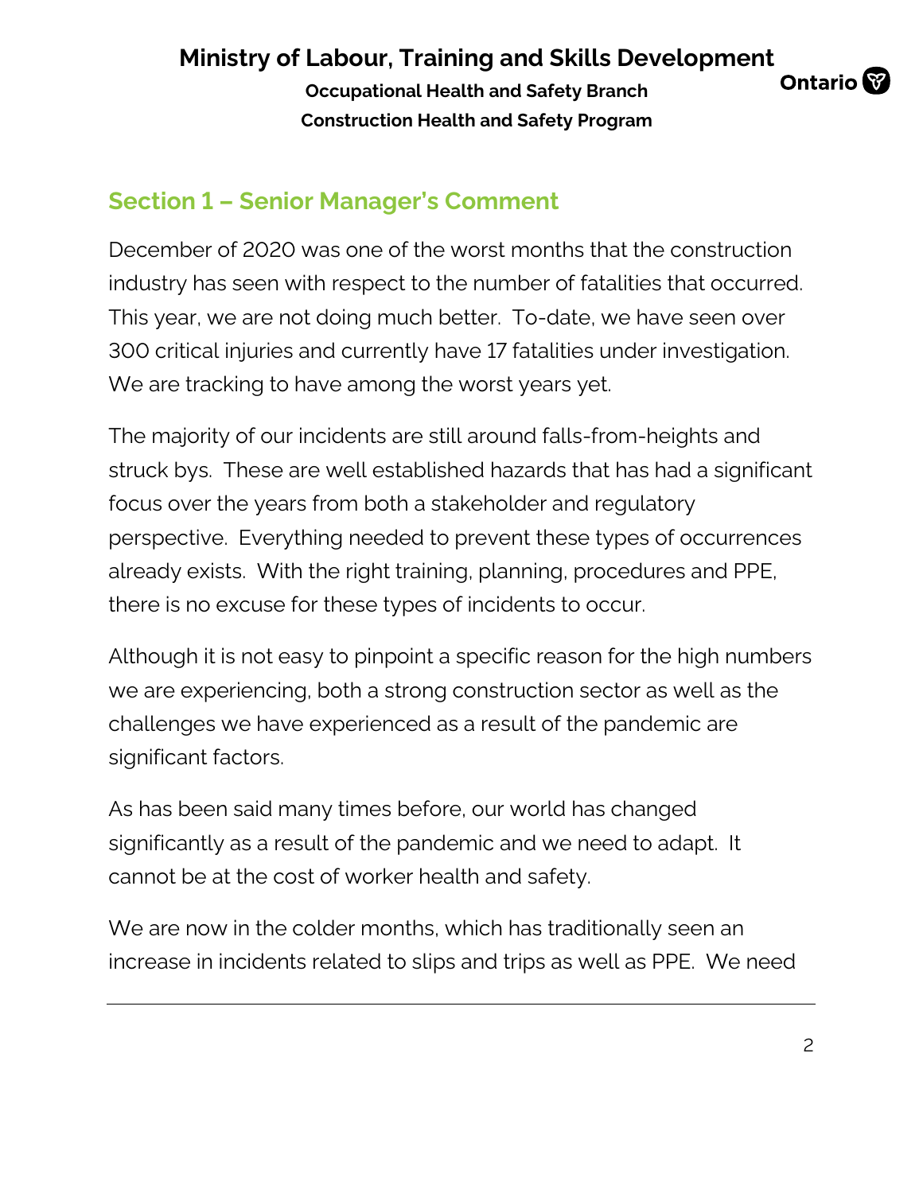## Section 1 – Senior Manager's Comment

December of 2020 was one of the worst months that the construction industry has seen with respect to the number of fatalities that occurred. This year, we are not doing much better. To-date, we have seen over 300 critical injuries and currently have 17 fatalities under investigation. We are tracking to have among the worst years yet.

The majority of our incidents are still around falls-from-heights and struck bys. These are well established hazards that has had a significant focus over the years from both a stakeholder and regulatory perspective. Everything needed to prevent these types of occurrences already exists. With the right training, planning, procedures and PPE, there is no excuse for these types of incidents to occur.

Although it is not easy to pinpoint a specific reason for the high numbers we are experiencing, both a strong construction sector as well as the challenges we have experienced as a result of the pandemic are significant factors.

As has been said many times before, our world has changed significantly as a result of the pandemic and we need to adapt. It cannot be at the cost of worker health and safety.

We are now in the colder months, which has traditionally seen an increase in incidents related to slips and trips as well as PPE. We need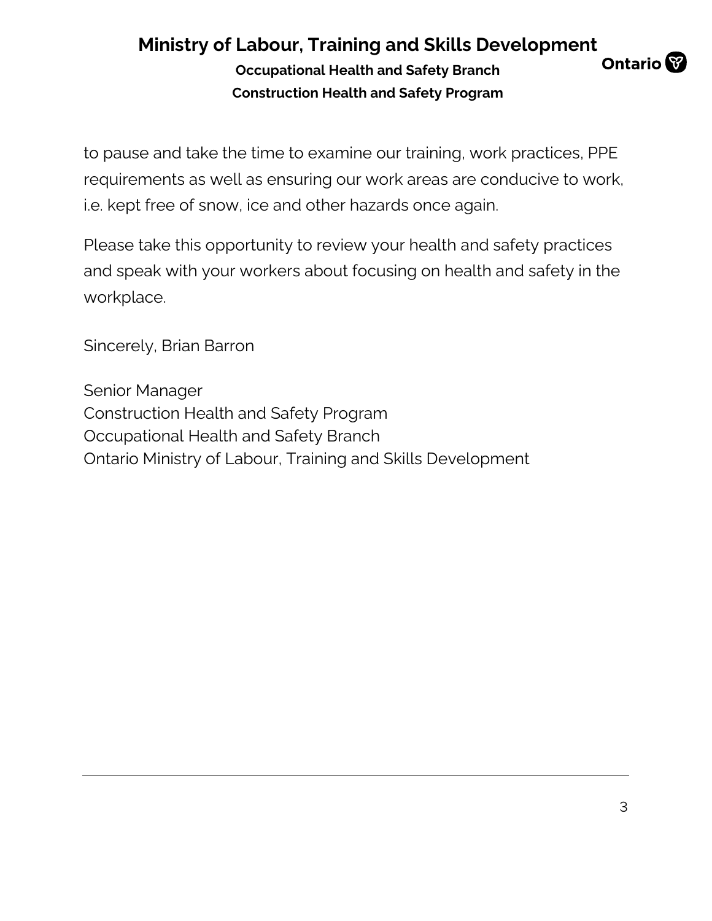to pause and take the time to examine our training, work practices, PPE requirements as well as ensuring our work areas are conducive to work, i.e. kept free of snow, ice and other hazards once again.

Please take this opportunity to review your health and safety practices and speak with your workers about focusing on health and safety in the workplace.

Sincerely, Brian Barron

Senior Manager
Construction Health and Safety Program
Occupational Health and Safety Branch
Ontario Ministry of Labour, Training and Skills Development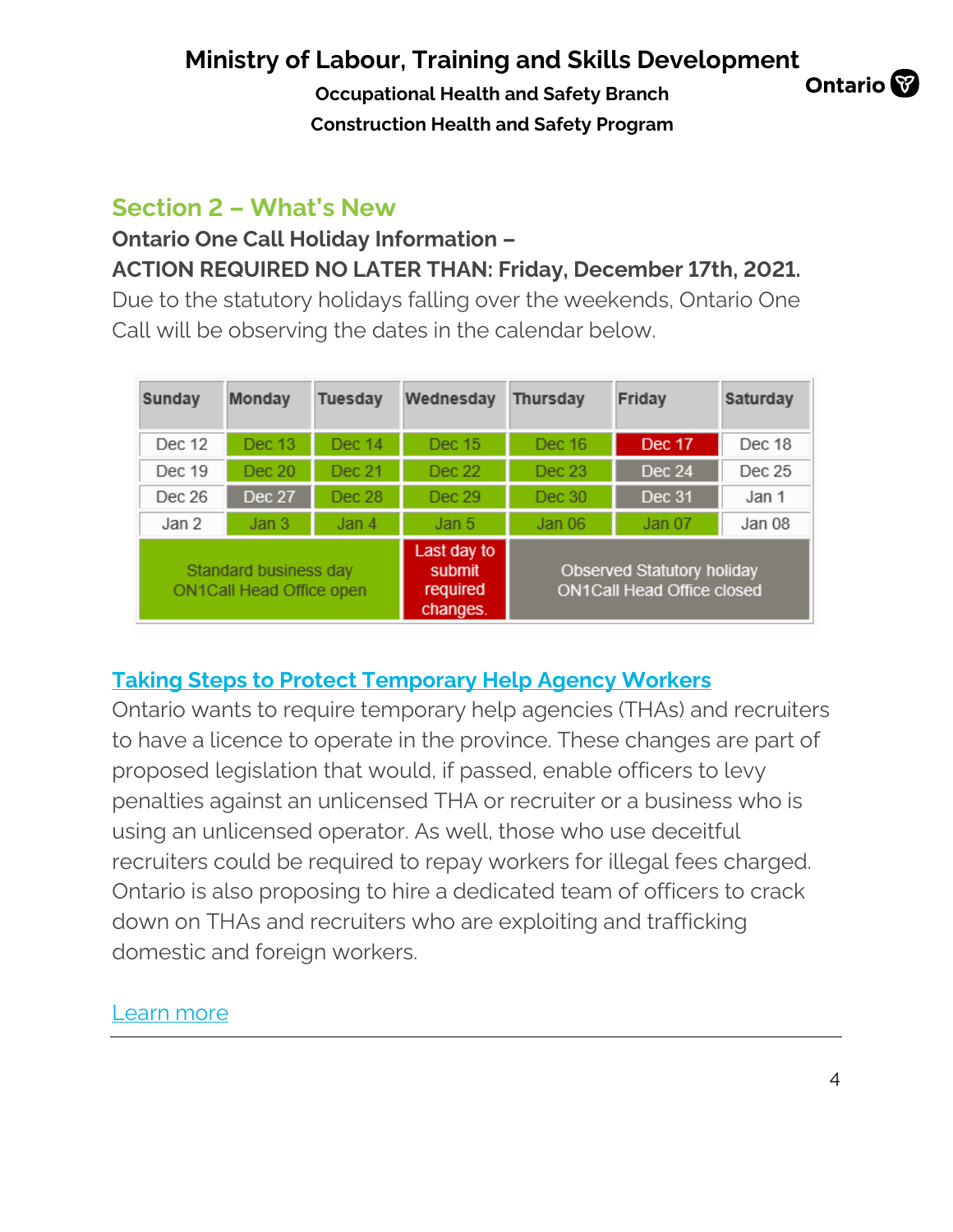## Section 2 – What's New

**Ontario One Call Holiday Information –**

**ACTION REQUIRED NO LATER THAN: Friday, December 17th, 2021.**

Due to the statutory holidays falling over the weekends, Ontario One Call will be observing the dates in the calendar below.

| Sunday | Monday | Tuesday | Wednesday | Thursday | Friday | Saturday |
|---|---|---|---|---|---|---|
| Dec 12 | Dec 13 | Dec 14 | Dec 15 | Dec 16 | Dec 17 | Dec 18 |
| Dec 19 | Dec 20 | Dec 21 | Dec 22 | Dec 23 | Dec 24 | Dec 25 |
| Dec 26 | Dec 27 | Dec 28 | Dec 29 | Dec 30 | Dec 31 | Jan 1 |
| Jan 2 | Jan 3 | Jan 4 | Jan 5 | Jan 06 | Jan 07 | Jan 08 |
| Standard business day ON1Call Head Office open | | | Last day to submit required changes. | Observed Statutory holiday ON1Call Head Office closed | | |

### Taking Steps to Protect Temporary Help Agency Workers

Ontario wants to require temporary help agencies (THAs) and recruiters to have a licence to operate in the province. These changes are part of proposed legislation that would, if passed, enable officers to levy penalties against an unlicensed THA or recruiter or a business who is using an unlicensed operator. As well, those who use deceitful recruiters could be required to repay workers for illegal fees charged. Ontario is also proposing to hire a dedicated team of officers to crack down on THAs and recruiters who are exploiting and trafficking domestic and foreign workers.

Learn more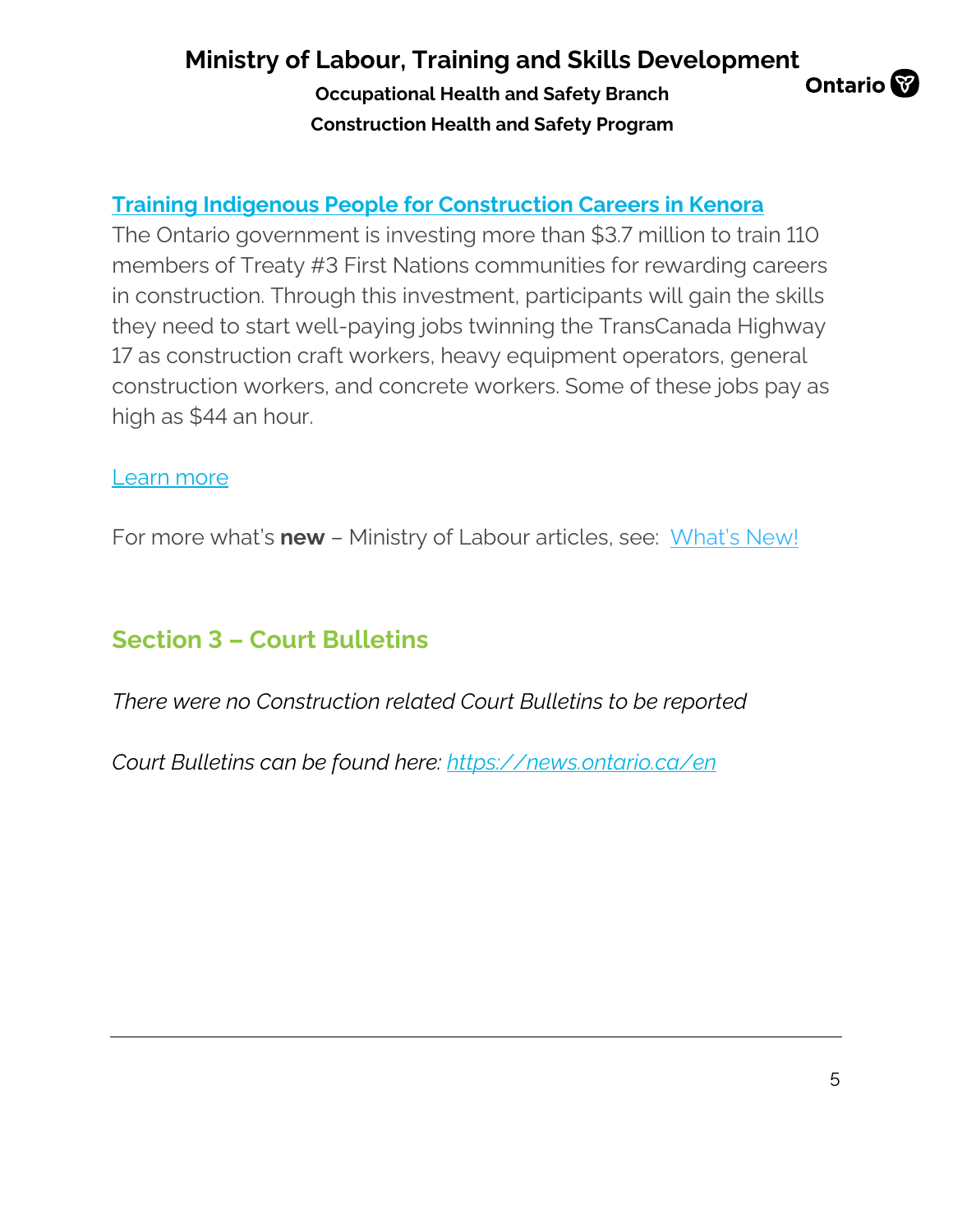**Training Indigenous People for Construction Careers in Kenora**

The Ontario government is investing more than $3.7 million to train 110 members of Treaty #3 First Nations communities for rewarding careers in construction. Through this investment, participants will gain the skills they need to start well-paying jobs twinning the TransCanada Highway 17 as construction craft workers, heavy equipment operators, general construction workers, and concrete workers. Some of these jobs pay as high as $44 an hour.

Learn more

For more what's **new** – Ministry of Labour articles, see: What's New!

## Section 3 – Court Bulletins

*There were no Construction related Court Bulletins to be reported*

*Court Bulletins can be found here: https://news.ontario.ca/en*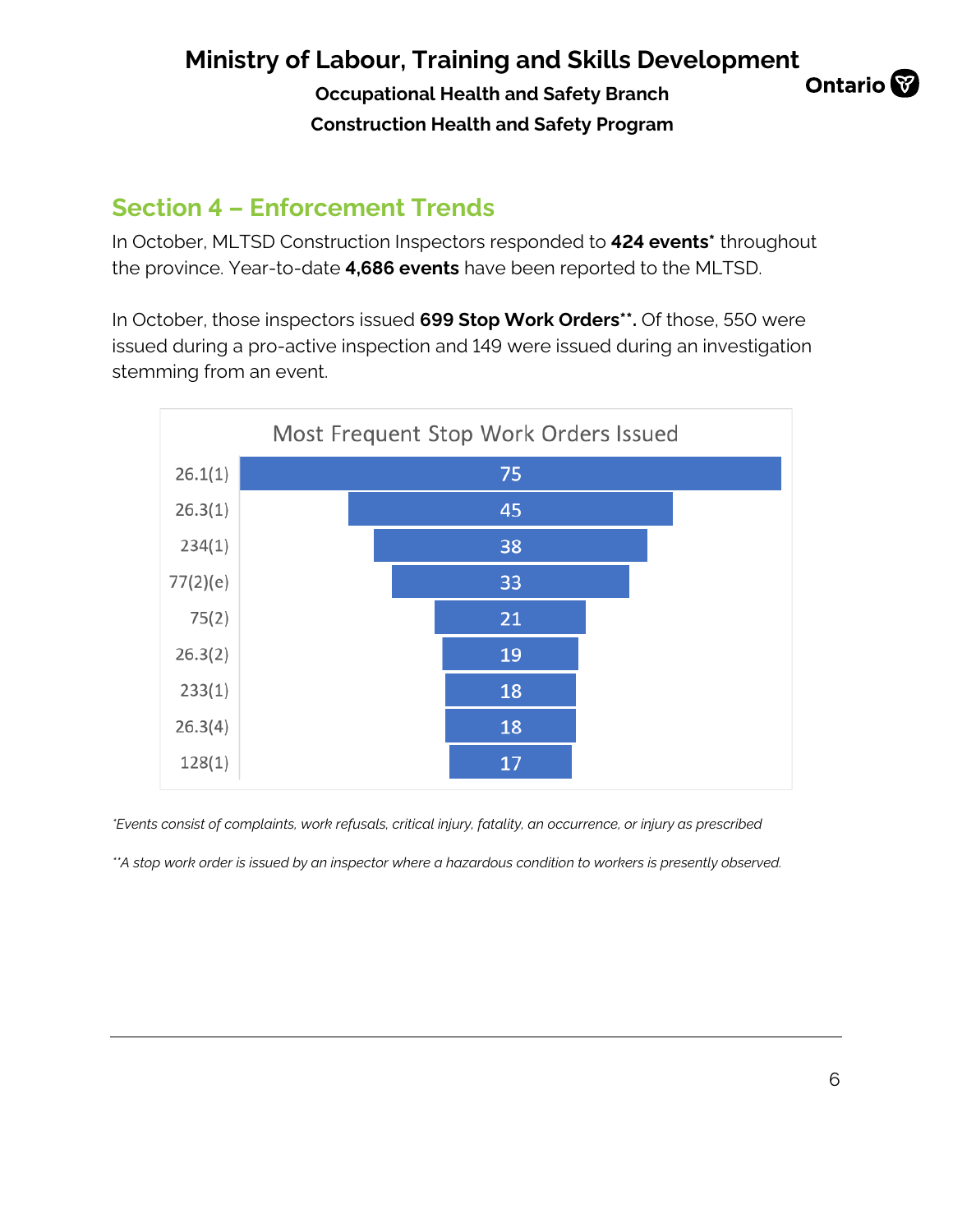## Section 4 – Enforcement Trends

In October, MLTSD Construction Inspectors responded to **424 events*** throughout the province. Year-to-date **4,686 events** have been reported to the MLTSD.

In October, those inspectors issued **699 Stop Work Orders****. Of those, 550 were issued during a pro-active inspection and 149 were issued during an investigation stemming from an event.

**Most Frequent Stop Work Orders Issued**

| Section | Stop Work Orders Issued |
|---|---|
| 26.1(1) | 75 |
| 26.3(1) | 45 |
| 234(1) | 38 |
| 77(2)(e) | 33 |
| 75(2) | 21 |
| 26.3(2) | 19 |
| 233(1) | 18 |
| 26.3(4) | 18 |
| 128(1) | 17 |

*\*Events consist of complaints, work refusals, critical injury, fatality, an occurrence, or injury as prescribed*

*\*\*A stop work order is issued by an inspector where a hazardous condition to workers is presently observed.*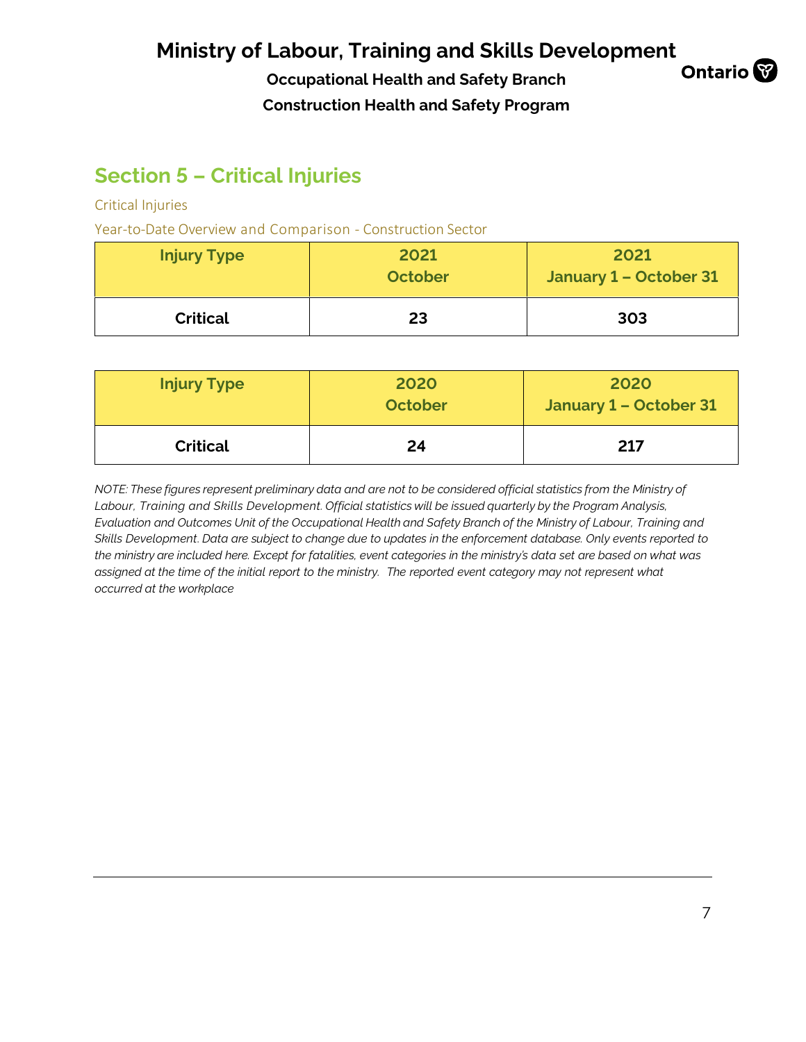## Section 5 – Critical Injuries

Critical Injuries

Year-to-Date Overview and Comparison - Construction Sector

| Injury Type | 2021 October | 2021 January 1 – October 31 |
|---|---|---|
| **Critical** | **23** | **303** |

| Injury Type | 2020 October | 2020 January 1 – October 31 |
|---|---|---|
| **Critical** | **24** | **217** |

*NOTE: These figures represent preliminary data and are not to be considered official statistics from the Ministry of Labour, Training and Skills Development. Official statistics will be issued quarterly by the Program Analysis, Evaluation and Outcomes Unit of the Occupational Health and Safety Branch of the Ministry of Labour, Training and Skills Development. Data are subject to change due to updates in the enforcement database. Only events reported to the ministry are included here. Except for fatalities, event categories in the ministry's data set are based on what was assigned at the time of the initial report to the ministry. The reported event category may not represent what occurred at the workplace*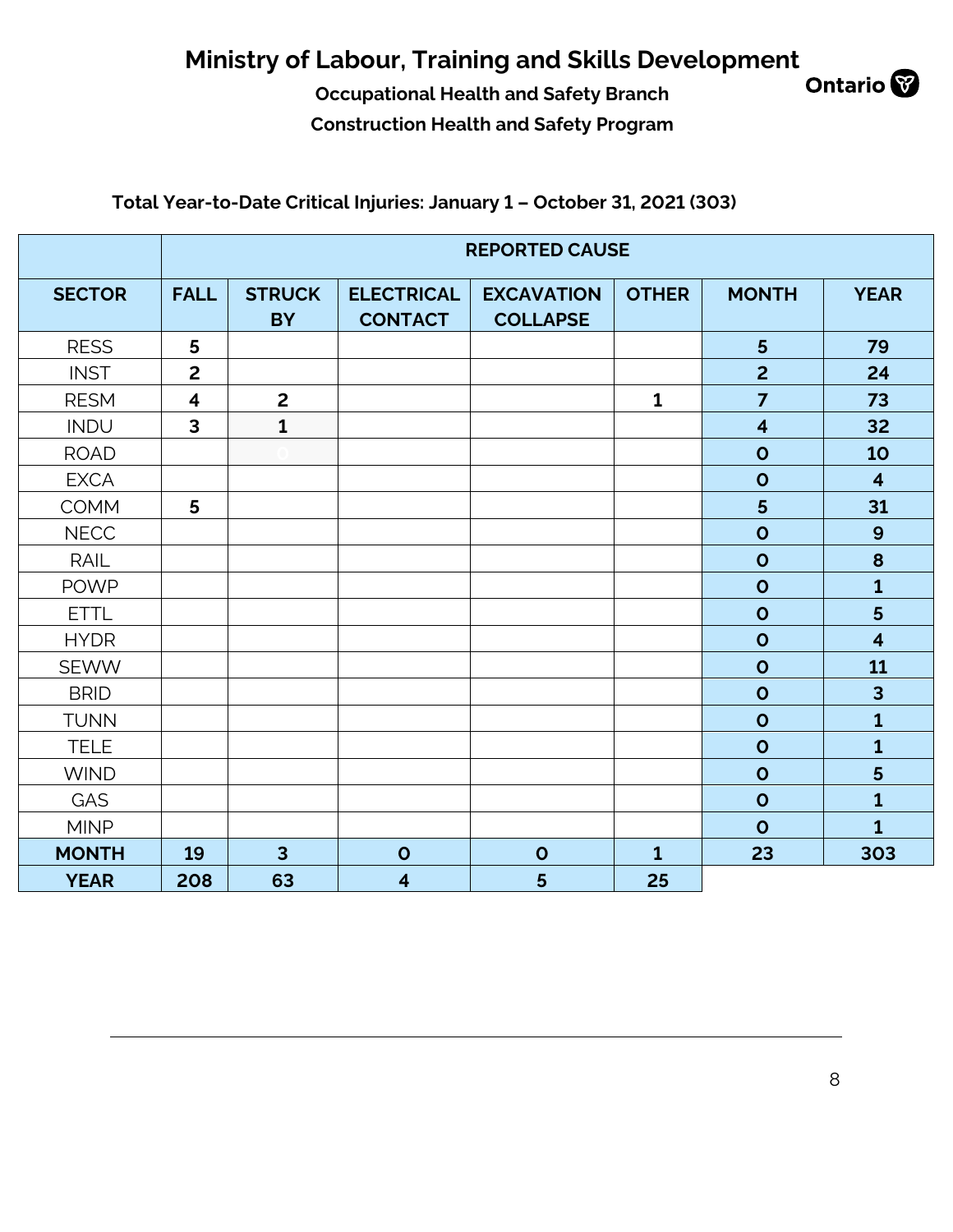# Ministry of Labour, Training and Skills Development

**Occupational Health and Safety Branch**

**Construction Health and Safety Program**

**Total Year-to-Date Critical Injuries: January 1 – October 31, 2021 (303)**

| | REPORTED CAUSE | | | | | | |
|---|---|---|---|---|---|---|---|
| **SECTOR** | **FALL** | **STRUCK BY** | **ELECTRICAL CONTACT** | **EXCAVATION COLLAPSE** | **OTHER** | **MONTH** | **YEAR** |
| RESS | 5 | | | | | 5 | 79 |
| INST | 2 | | | | | 2 | 24 |
| RESM | 4 | 2 | | | 1 | 7 | 73 |
| INDU | 3 | 1 | | | | 4 | 32 |
| ROAD | | 0 | | | | 0 | 10 |
| EXCA | | | | | | 0 | 4 |
| COMM | 5 | | | | | 5 | 31 |
| NECC | | | | | | 0 | 9 |
| RAIL | | | | | | 0 | 8 |
| POWP | | | | | | 0 | 1 |
| ETTL | | | | | | 0 | 5 |
| HYDR | | | | | | 0 | 4 |
| SEWW | | | | | | 0 | 11 |
| BRID | | | | | | 0 | 3 |
| TUNN | | | | | | 0 | 1 |
| TELE | | | | | | 0 | 1 |
| WIND | | | | | | 0 | 5 |
| GAS | | | | | | 0 | 1 |
| MINP | | | | | | 0 | 1 |
| **MONTH** | 19 | 3 | 0 | 0 | 1 | 23 | 303 |
| **YEAR** | 208 | 63 | 4 | 5 | 25 | | |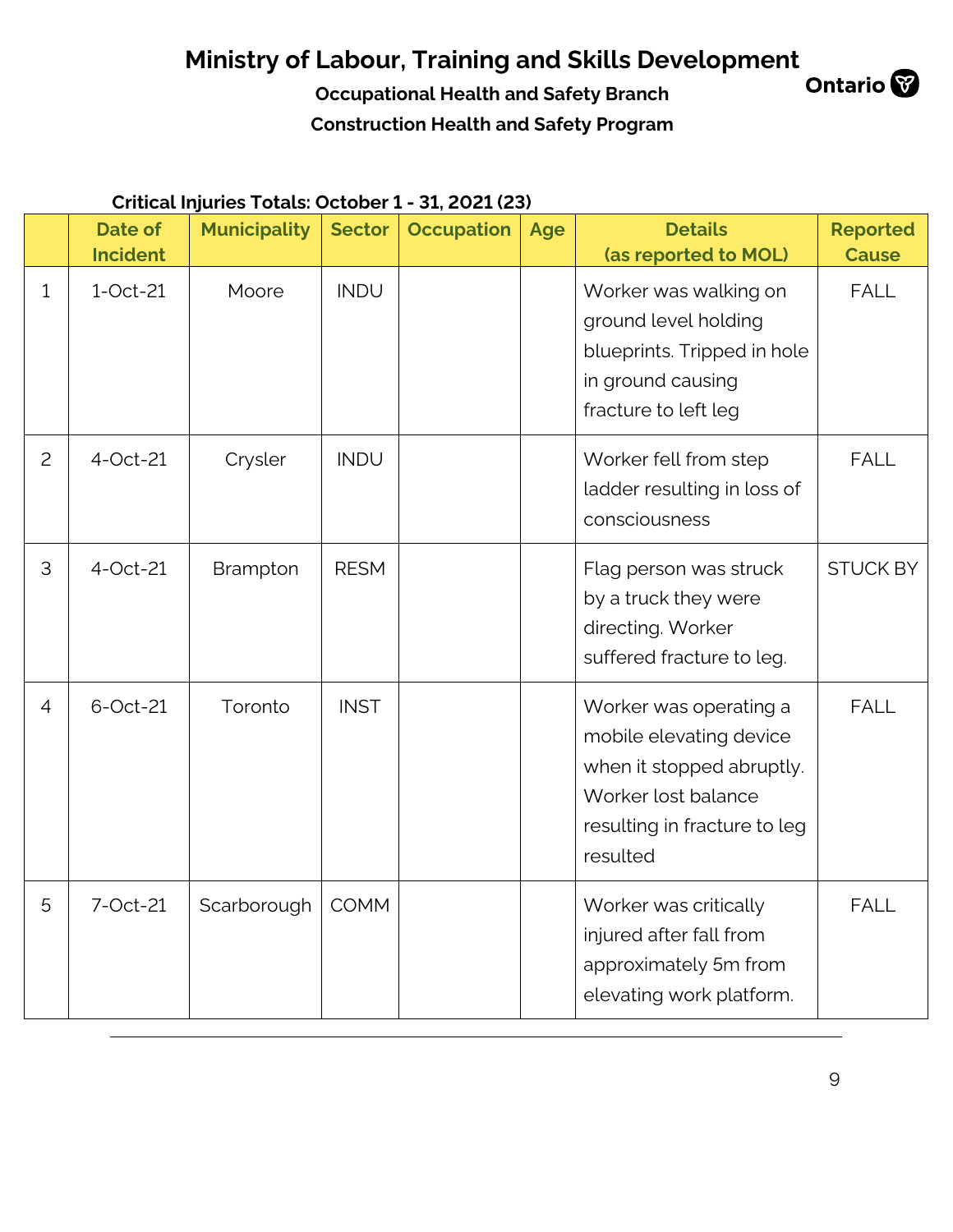# Ministry of Labour, Training and Skills Development

**Occupational Health and Safety Branch**

**Construction Health and Safety Program**

**Critical Injuries Totals: October 1 - 31, 2021 (23)**

| | Date of Incident | Municipality | Sector | Occupation | Age | Details (as reported to MOL) | Reported Cause |
|---|---|---|---|---|---|---|---|
| 1 | 1-Oct-21 | Moore | INDU | | | Worker was walking on ground level holding blueprints. Tripped in hole in ground causing fracture to left leg | FALL |
| 2 | 4-Oct-21 | Crysler | INDU | | | Worker fell from step ladder resulting in loss of consciousness | FALL |
| 3 | 4-Oct-21 | Brampton | RESM | | | Flag person was struck by a truck they were directing. Worker suffered fracture to leg. | STUCK BY |
| 4 | 6-Oct-21 | Toronto | INST | | | Worker was operating a mobile elevating device when it stopped abruptly. Worker lost balance resulting in fracture to leg resulted | FALL |
| 5 | 7-Oct-21 | Scarborough | COMM | | | Worker was critically injured after fall from approximately 5m from elevating work platform. | FALL |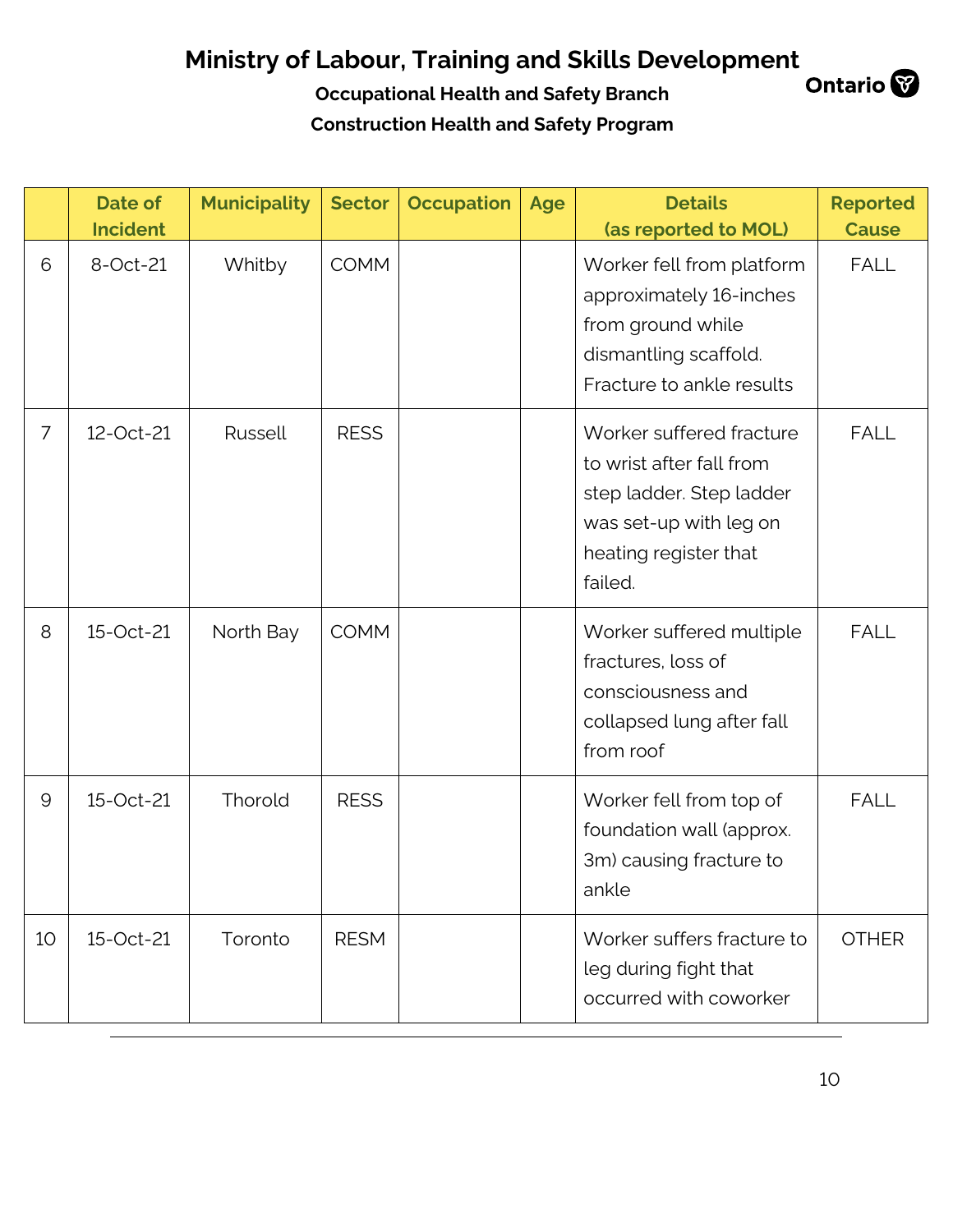# Ministry of Labour, Training and Skills Development

**Occupational Health and Safety Branch**

**Construction Health and Safety Program**

Ontario

| | Date of Incident | Municipality | Sector | Occupation | Age | Details (as reported to MOL) | Reported Cause |
|---|---|---|---|---|---|---|---|
| 6 | 8-Oct-21 | Whitby | COMM | | | Worker fell from platform approximately 16-inches from ground while dismantling scaffold. Fracture to ankle results | FALL |
| 7 | 12-Oct-21 | Russell | RESS | | | Worker suffered fracture to wrist after fall from step ladder. Step ladder was set-up with leg on heating register that failed. | FALL |
| 8 | 15-Oct-21 | North Bay | COMM | | | Worker suffered multiple fractures, loss of consciousness and collapsed lung after fall from roof | FALL |
| 9 | 15-Oct-21 | Thorold | RESS | | | Worker fell from top of foundation wall (approx. 3m) causing fracture to ankle | FALL |
| 10 | 15-Oct-21 | Toronto | RESM | | | Worker suffers fracture to leg during fight that occurred with coworker | OTHER |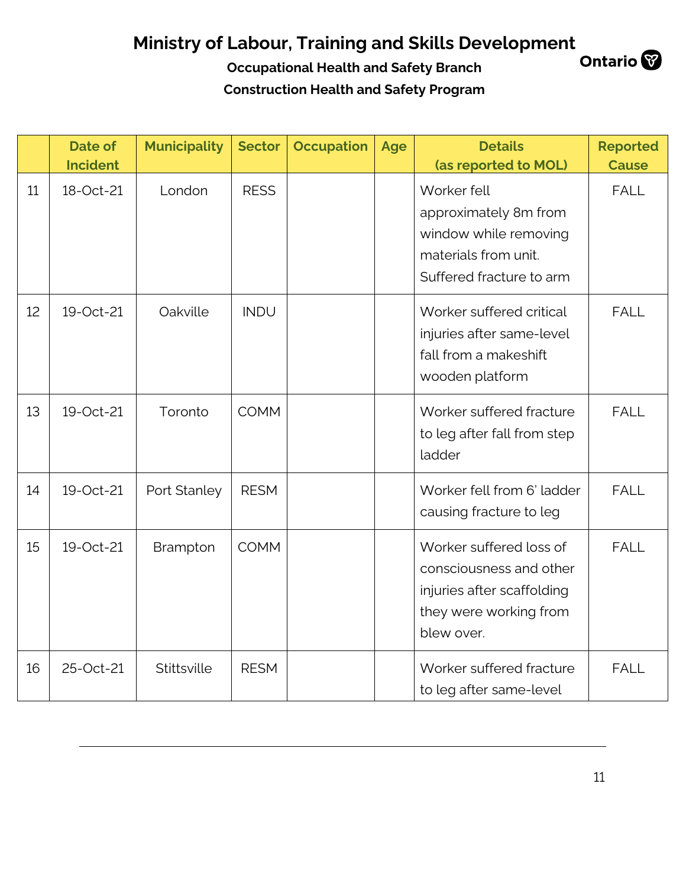# Ministry of Labour, Training and Skills Development

### Occupational Health and Safety Branch

### Construction Health and Safety Program

| | Date of Incident | Municipality | Sector | Occupation | Age | Details (as reported to MOL) | Reported Cause |
|---|---|---|---|---|---|---|---|
| 11 | 18-Oct-21 | London | RESS | | | Worker fell approximately 8m from window while removing materials from unit. Suffered fracture to arm | FALL |
| 12 | 19-Oct-21 | Oakville | INDU | | | Worker suffered critical injuries after same-level fall from a makeshift wooden platform | FALL |
| 13 | 19-Oct-21 | Toronto | COMM | | | Worker suffered fracture to leg after fall from step ladder | FALL |
| 14 | 19-Oct-21 | Port Stanley | RESM | | | Worker fell from 6' ladder causing fracture to leg | FALL |
| 15 | 19-Oct-21 | Brampton | COMM | | | Worker suffered loss of consciousness and other injuries after scaffolding they were working from blew over. | FALL |
| 16 | 25-Oct-21 | Stittsville | RESM | | | Worker suffered fracture to leg after same-level | FALL |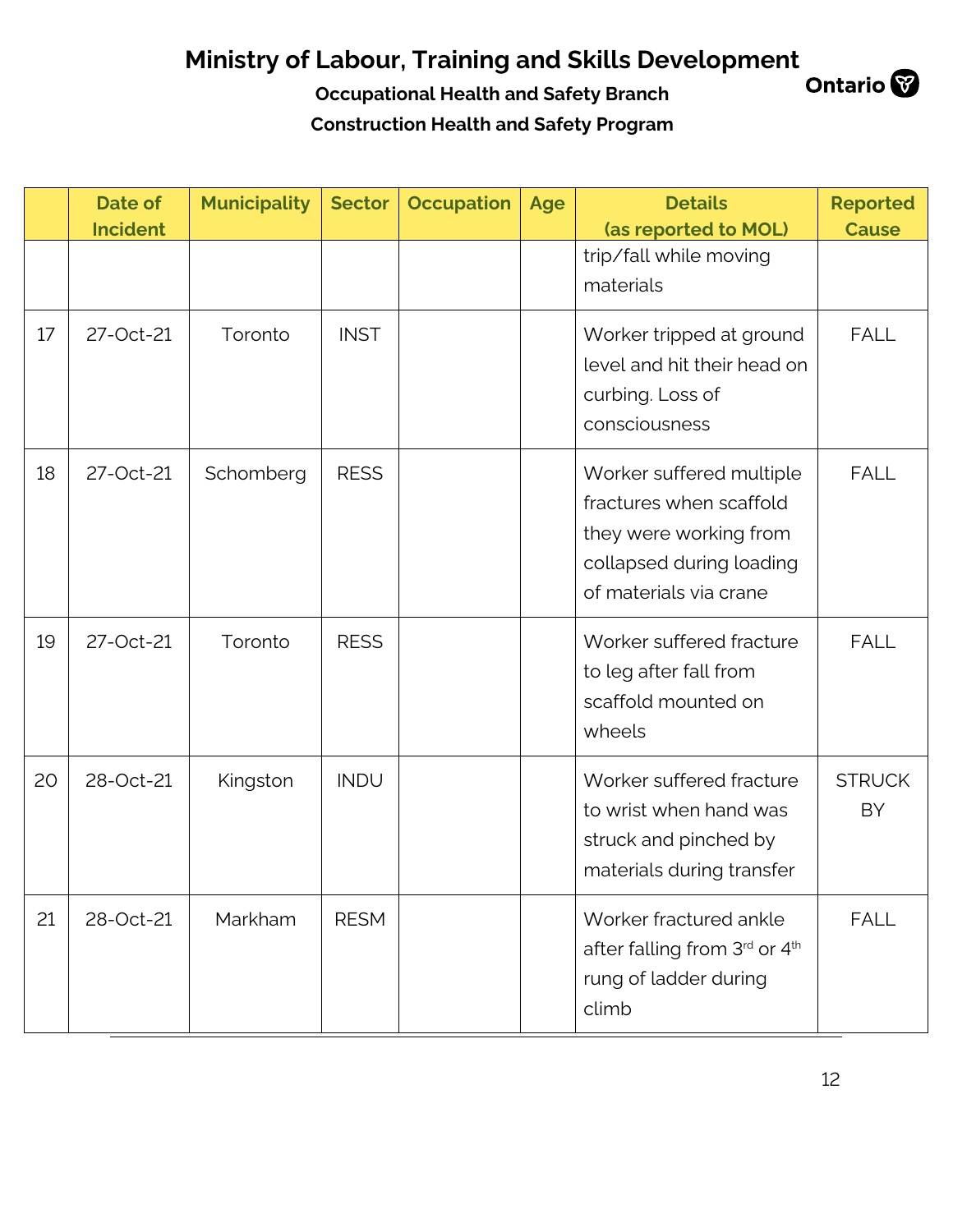# Ministry of Labour, Training and Skills Development

**Occupational Health and Safety Branch**

**Construction Health and Safety Program**

| | Date of Incident | Municipality | Sector | Occupation | Age | Details (as reported to MOL) | Reported Cause |
|---|---|---|---|---|---|---|---|
| | | | | | | trip/fall while moving materials | |
| 17 | 27-Oct-21 | Toronto | INST | | | Worker tripped at ground level and hit their head on curbing. Loss of consciousness | FALL |
| 18 | 27-Oct-21 | Schomberg | RESS | | | Worker suffered multiple fractures when scaffold they were working from collapsed during loading of materials via crane | FALL |
| 19 | 27-Oct-21 | Toronto | RESS | | | Worker suffered fracture to leg after fall from scaffold mounted on wheels | FALL |
| 20 | 28-Oct-21 | Kingston | INDU | | | Worker suffered fracture to wrist when hand was struck and pinched by materials during transfer | STRUCK BY |
| 21 | 28-Oct-21 | Markham | RESM | | | Worker fractured ankle after falling from 3rd or 4th rung of ladder during climb | FALL |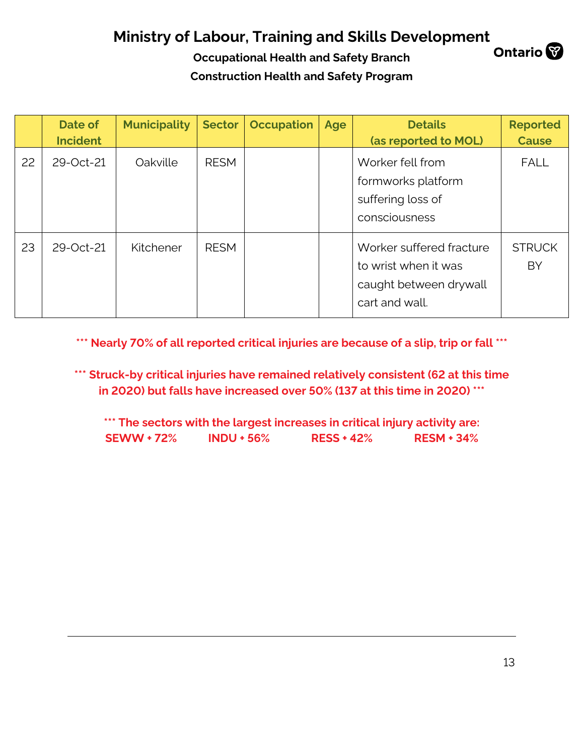# Ministry of Labour, Training and Skills Development

**Occupational Health and Safety Branch**

**Construction Health and Safety Program**

| | Date of Incident | Municipality | Sector | Occupation | Age | Details (as reported to MOL) | Reported Cause |
|---|---|---|---|---|---|---|---|
| 22 | 29-Oct-21 | Oakville | RESM | | | Worker fell from formworks platform suffering loss of consciousness | FALL |
| 23 | 29-Oct-21 | Kitchener | RESM | | | Worker suffered fracture to wrist when it was caught between drywall cart and wall. | STRUCK BY |

**\*\*\* Nearly 70% of all reported critical injuries are because of a slip, trip or fall \*\*\***

**\*\*\* Struck-by critical injuries have remained relatively consistent (62 at this time in 2020) but falls have increased over 50% (137 at this time in 2020) \*\*\***

**\*\*\* The sectors with the largest increases in critical injury activity are:**
**SEWW + 72% INDU + 56% RESS + 42% RESM + 34%**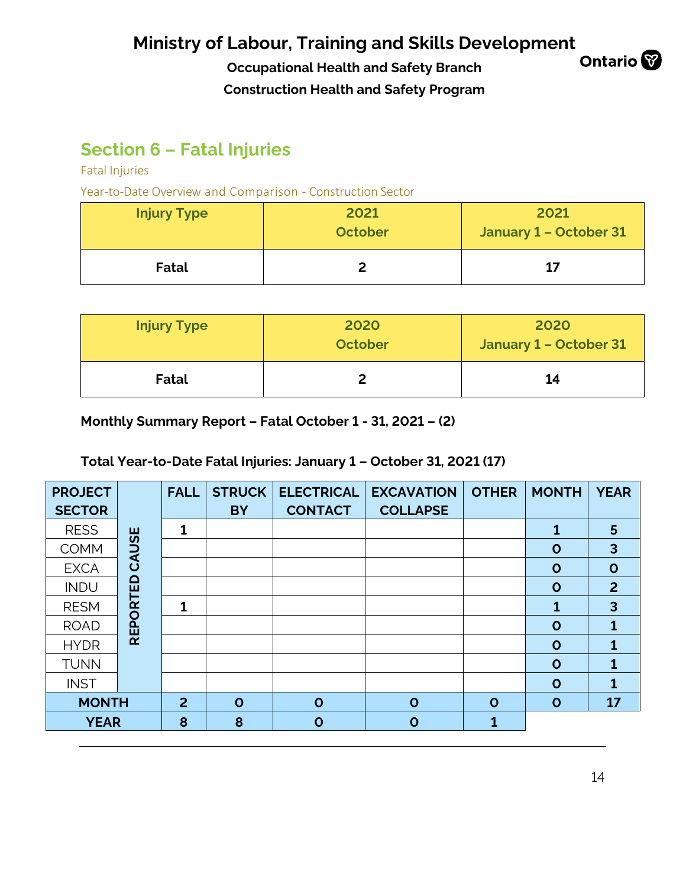## Section 6 – Fatal Injuries

Fatal Injuries

Year-to-Date Overview and Comparison - Construction Sector

| Injury Type | 2021 October | 2021 January 1 – October 31 |
|---|---|---|
| **Fatal** | **2** | **17** |

| Injury Type | 2020 October | 2020 January 1 – October 31 |
|---|---|---|
| **Fatal** | **2** | **14** |

**Monthly Summary Report – Fatal October 1 - 31, 2021 – (2)**

**Total Year-to-Date Fatal Injuries: January 1 – October 31, 2021 (17)**

| PROJECT SECTOR | REPORTED CAUSE | FALL | STRUCK BY | ELECTRICAL CONTACT | EXCAVATION COLLAPSE | OTHER | MONTH | YEAR |
|---|---|---|---|---|---|---|---|---|
| RESS | | 1 | | | | | 1 | 5 |
| COMM | | | | | | | 0 | 3 |
| EXCA | | | | | | | 0 | 0 |
| INDU | | | | | | | 0 | 2 |
| RESM | | 1 | | | | | 1 | 3 |
| ROAD | | | | | | | 0 | 1 |
| HYDR | | | | | | | 0 | 1 |
| TUNN | | | | | | | 0 | 1 |
| INST | | | | | | | 0 | 1 |
| **MONTH** | | **2** | **0** | **0** | **0** | **0** | **0** | **17** |
| **YEAR** | | **8** | **8** | **0** | **0** | **1** | | |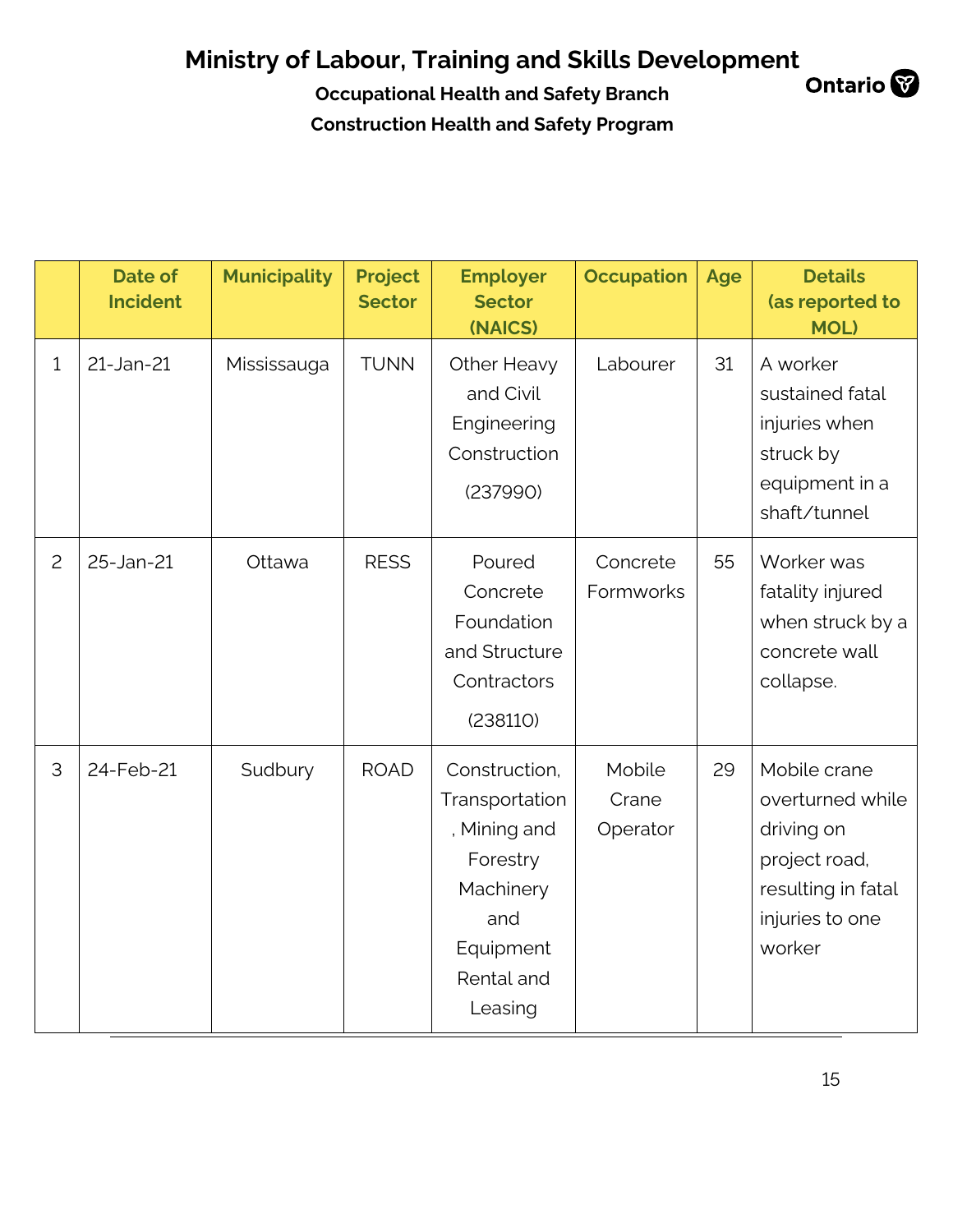# Ministry of Labour, Training and Skills Development

**Occupational Health and Safety Branch**

**Construction Health and Safety Program**

| | Date of Incident | Municipality | Project Sector | Employer Sector (NAICS) | Occupation | Age | Details (as reported to MOL) |
|---|---|---|---|---|---|---|---|
| 1 | 21-Jan-21 | Mississauga | TUNN | Other Heavy and Civil Engineering Construction (237990) | Labourer | 31 | A worker sustained fatal injuries when struck by equipment in a shaft/tunnel |
| 2 | 25-Jan-21 | Ottawa | RESS | Poured Concrete Foundation and Structure Contractors (238110) | Concrete Formworks | 55 | Worker was fatality injured when struck by a concrete wall collapse. |
| 3 | 24-Feb-21 | Sudbury | ROAD | Construction, Transportation, Mining and Forestry Machinery and Equipment Rental and Leasing | Mobile Crane Operator | 29 | Mobile crane overturned while driving on project road, resulting in fatal injuries to one worker |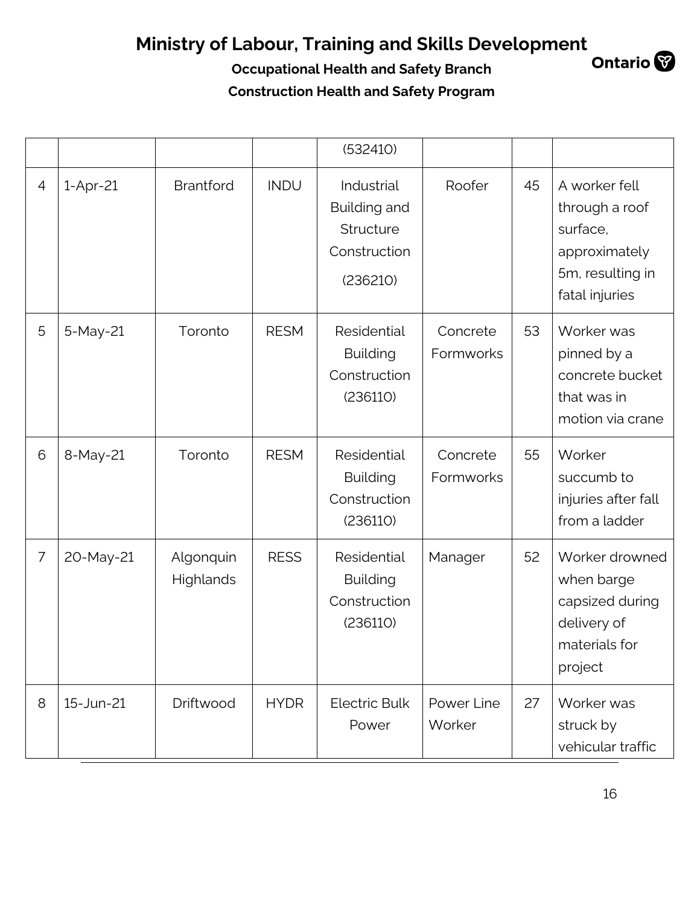| | | | | (532410) | | | |
|---|---|---|---|---|---|---|---|
| 4 | 1-Apr-21 | Brantford | INDU | Industrial Building and Structure Construction (236210) | Roofer | 45 | A worker fell through a roof surface, approximately 5m, resulting in fatal injuries |
| 5 | 5-May-21 | Toronto | RESM | Residential Building Construction (236110) | Concrete Formworks | 53 | Worker was pinned by a concrete bucket that was in motion via crane |
| 6 | 8-May-21 | Toronto | RESM | Residential Building Construction (236110) | Concrete Formworks | 55 | Worker succumb to injuries after fall from a ladder |
| 7 | 20-May-21 | Algonquin Highlands | RESS | Residential Building Construction (236110) | Manager | 52 | Worker drowned when barge capsized during delivery of materials for project |
| 8 | 15-Jun-21 | Driftwood | HYDR | Electric Bulk Power | Power Line Worker | 27 | Worker was struck by vehicular traffic |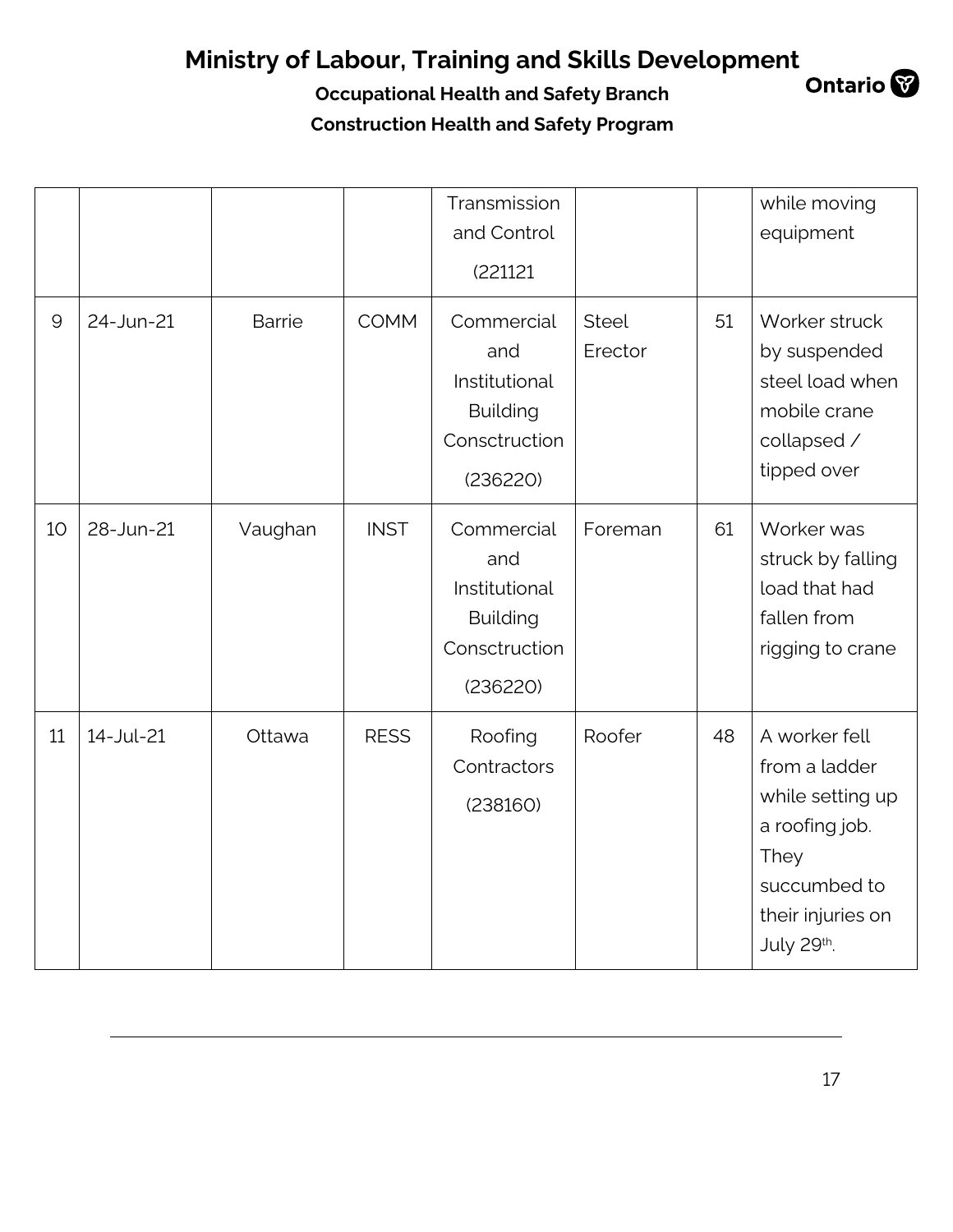|  |  |  |  | Transmission and Control (221121 |  |  | while moving equipment |
|---|---|---|---|---|---|---|---|
| 9 | 24-Jun-21 | Barrie | COMM | Commercial and Institutional Building Consctruction (236220) | Steel Erector | 51 | Worker struck by suspended steel load when mobile crane collapsed / tipped over |
| 10 | 28-Jun-21 | Vaughan | INST | Commercial and Institutional Building Consctruction (236220) | Foreman | 61 | Worker was struck by falling load that had fallen from rigging to crane |
| 11 | 14-Jul-21 | Ottawa | RESS | Roofing Contractors (238160) | Roofer | 48 | A worker fell from a ladder while setting up a roofing job. They succumbed to their injuries on July 29th. |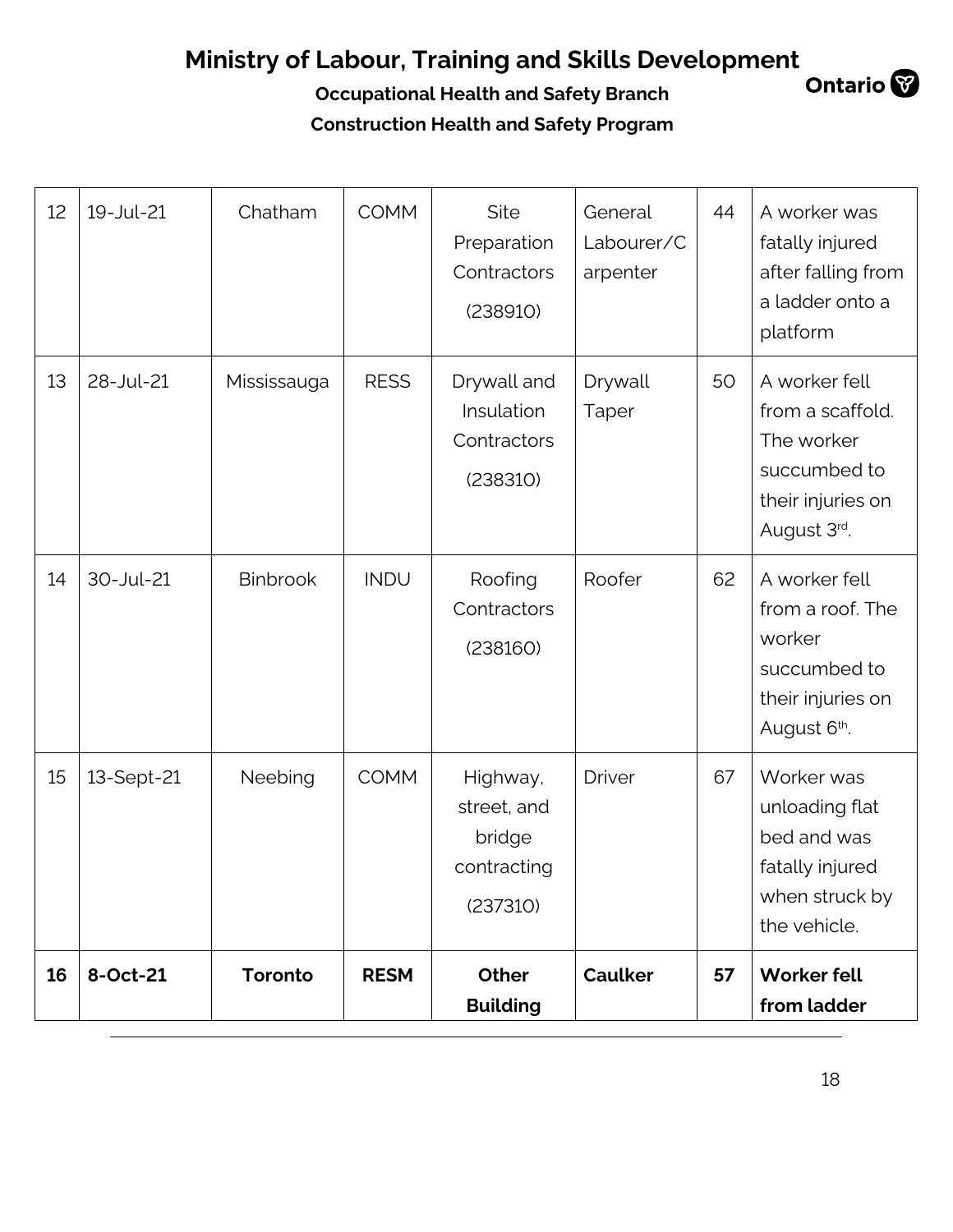# Ministry of Labour, Training and Skills Development

**Occupational Health and Safety Branch**

**Construction Health and Safety Program**

| | | | | | | | |
|---|---|---|---|---|---|---|---|
| 12 | 19-Jul-21 | Chatham | COMM | Site Preparation Contractors (238910) | General Labourer/Carpenter | 44 | A worker was fatally injured after falling from a ladder onto a platform |
| 13 | 28-Jul-21 | Mississauga | RESS | Drywall and Insulation Contractors (238310) | Drywall Taper | 50 | A worker fell from a scaffold. The worker succumbed to their injuries on August 3rd. |
| 14 | 30-Jul-21 | Binbrook | INDU | Roofing Contractors (238160) | Roofer | 62 | A worker fell from a roof. The worker succumbed to their injuries on August 6th. |
| 15 | 13-Sept-21 | Neebing | COMM | Highway, street, and bridge contracting (237310) | Driver | 67 | Worker was unloading flat bed and was fatally injured when struck by the vehicle. |
| **16** | **8-Oct-21** | **Toronto** | **RESM** | **Other Building** | **Caulker** | **57** | **Worker fell from ladder** |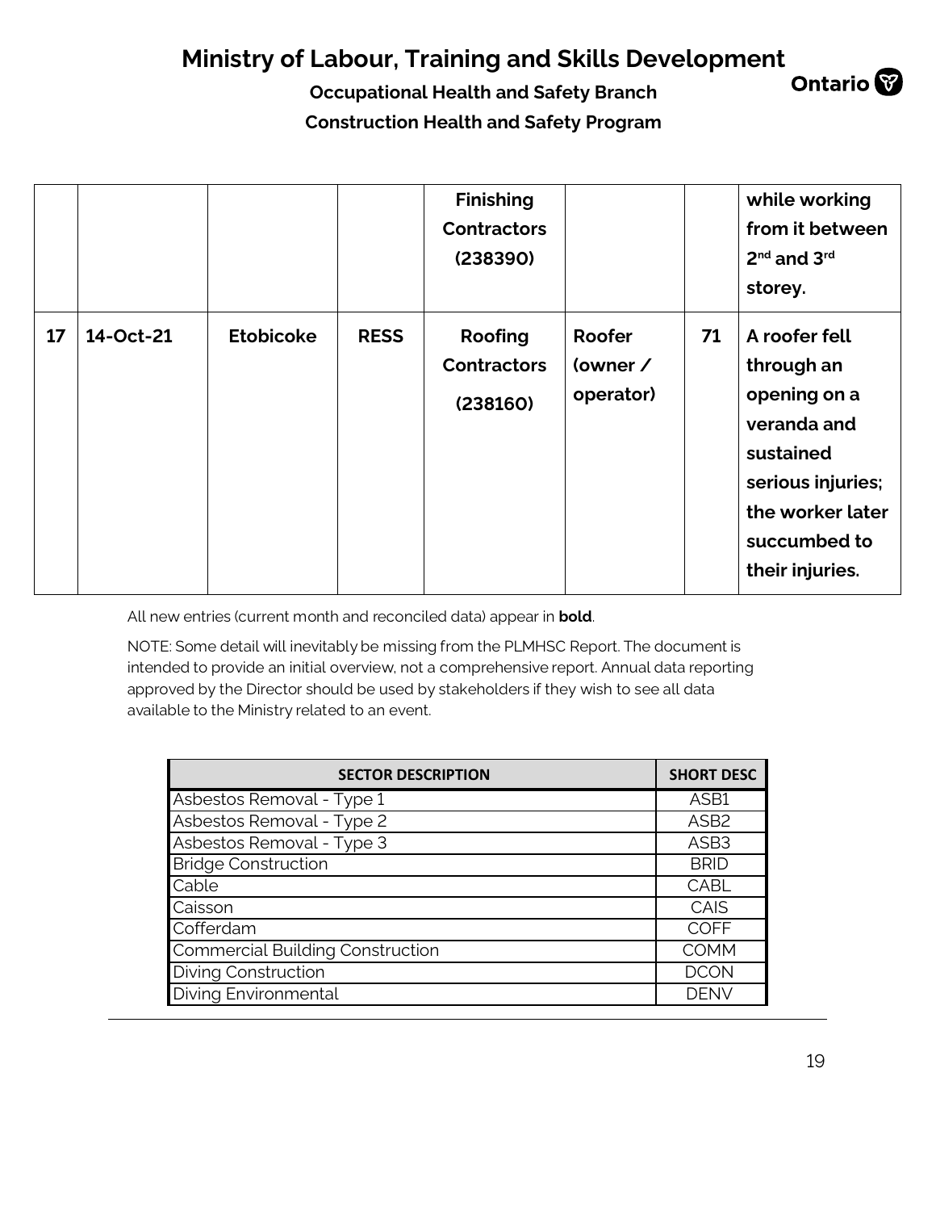| | | | | **Finishing Contractors (238390)** | | | **while working from it between 2nd and 3rd storey.** |
|---|---|---|---|---|---|---|---|
| **17** | **14-Oct-21** | **Etobicoke** | **RESS** | **Roofing Contractors (238160)** | **Roofer (owner / operator)** | **71** | **A roofer fell through an opening on a veranda and sustained serious injuries; the worker later succumbed to their injuries.** |

All new entries (current month and reconciled data) appear in **bold**.

NOTE: Some detail will inevitably be missing from the PLMHSC Report. The document is intended to provide an initial overview, not a comprehensive report. Annual data reporting approved by the Director should be used by stakeholders if they wish to see all data available to the Ministry related to an event.

| SECTOR DESCRIPTION | SHORT DESC |
|---|---|
| Asbestos Removal - Type 1 | ASB1 |
| Asbestos Removal - Type 2 | ASB2 |
| Asbestos Removal - Type 3 | ASB3 |
| Bridge Construction | BRID |
| Cable | CABL |
| Caisson | CAIS |
| Cofferdam | COFF |
| Commercial Building Construction | COMM |
| Diving Construction | DCON |
| Diving Environmental | DENV |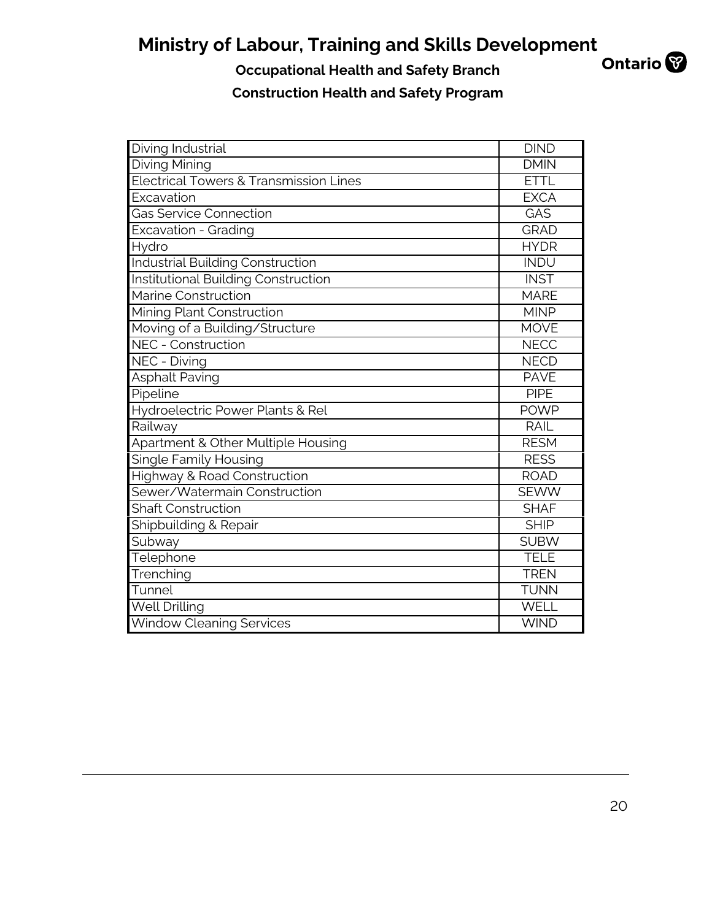| | |
|---|---|
| Diving Industrial | DIND |
| Diving Mining | DMIN |
| Electrical Towers & Transmission Lines | ETTL |
| Excavation | EXCA |
| Gas Service Connection | GAS |
| Excavation - Grading | GRAD |
| Hydro | HYDR |
| Industrial Building Construction | INDU |
| Institutional Building Construction | INST |
| Marine Construction | MARE |
| Mining Plant Construction | MINP |
| Moving of a Building/Structure | MOVE |
| NEC - Construction | NECC |
| NEC - Diving | NECD |
| Asphalt Paving | PAVE |
| Pipeline | PIPE |
| Hydroelectric Power Plants & Rel | POWP |
| Railway | RAIL |
| Apartment & Other Multiple Housing | RESM |
| Single Family Housing | RESS |
| Highway & Road Construction | ROAD |
| Sewer/Watermain Construction | SEWW |
| Shaft Construction | SHAF |
| Shipbuilding & Repair | SHIP |
| Subway | SUBW |
| Telephone | TELE |
| Trenching | TREN |
| Tunnel | TUNN |
| Well Drilling | WELL |
| Window Cleaning Services | WIND |